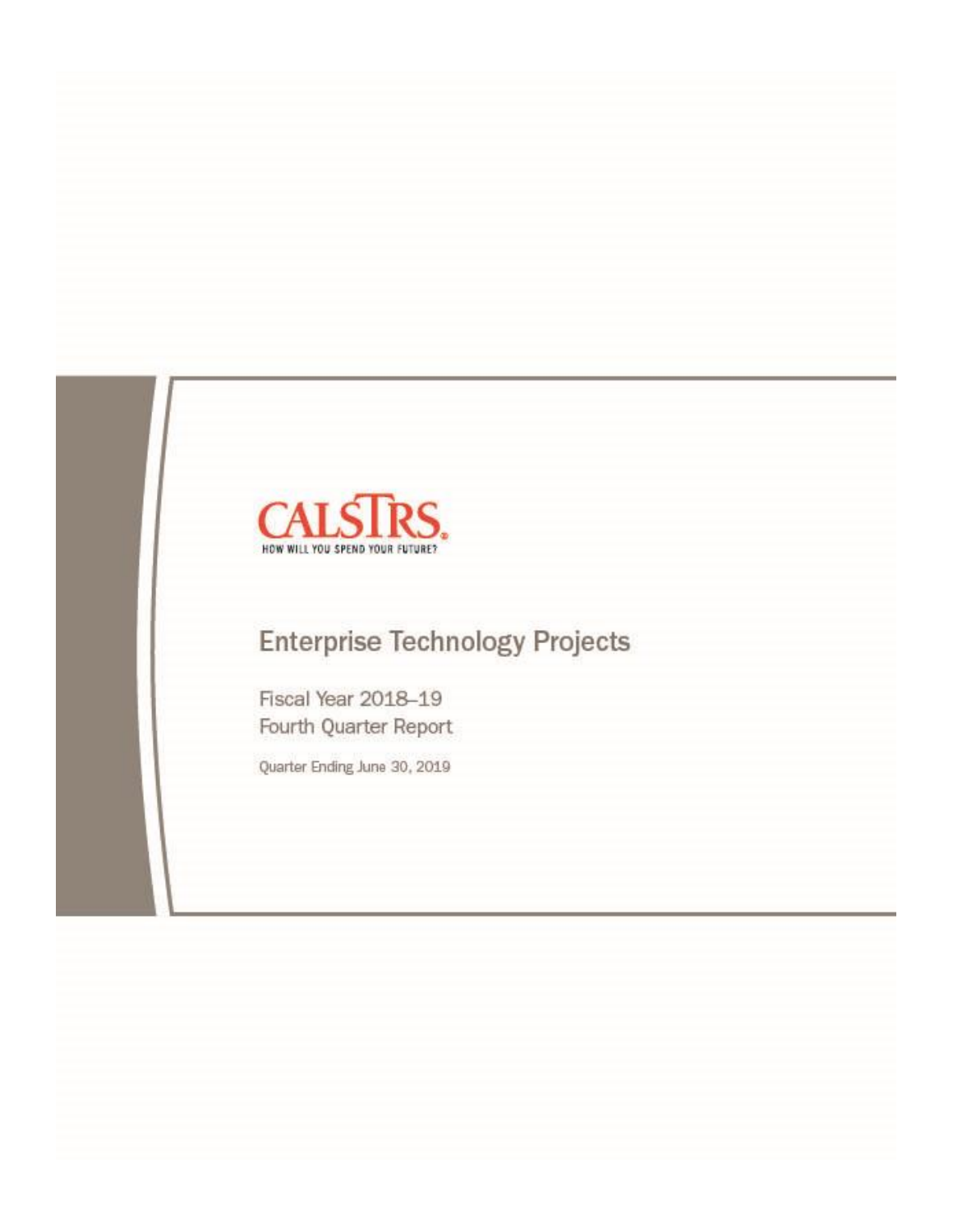CALSTRS.

HOW WILL YOU SPEND YOUR FUTURE?

# Enterprise Technology Projects

Fiscal Year 2018–19

Fourth Quarter Report

Quarter Ending June 30, 2019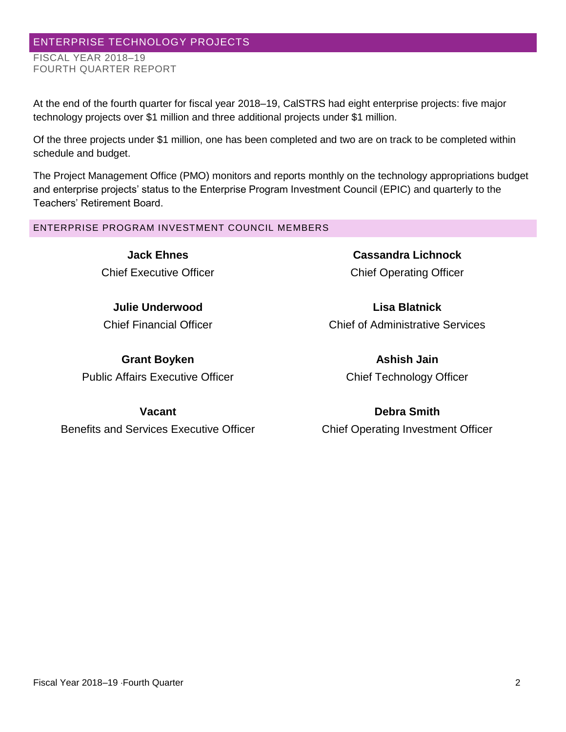## ENTERPRISE TECHNOLOGY PROJECTS

FISCAL YEAR 2018–19
FOURTH QUARTER REPORT

At the end of the fourth quarter for fiscal year 2018–19, CalSTRS had eight enterprise projects: five major technology projects over $1 million and three additional projects under $1 million.

Of the three projects under $1 million, one has been completed and two are on track to be completed within schedule and budget.

The Project Management Office (PMO) monitors and reports monthly on the technology appropriations budget and enterprise projects' status to the Enterprise Program Investment Council (EPIC) and quarterly to the Teachers' Retirement Board.

### ENTERPRISE PROGRAM INVESTMENT COUNCIL MEMBERS

**Jack Ehnes**
Chief Executive Officer

**Cassandra Lichnock**
Chief Operating Officer

**Julie Underwood**
Chief Financial Officer

**Lisa Blatnick**
Chief of Administrative Services

**Grant Boyken**
Public Affairs Executive Officer

**Ashish Jain**
Chief Technology Officer

**Vacant**
Benefits and Services Executive Officer

**Debra Smith**
Chief Operating Investment Officer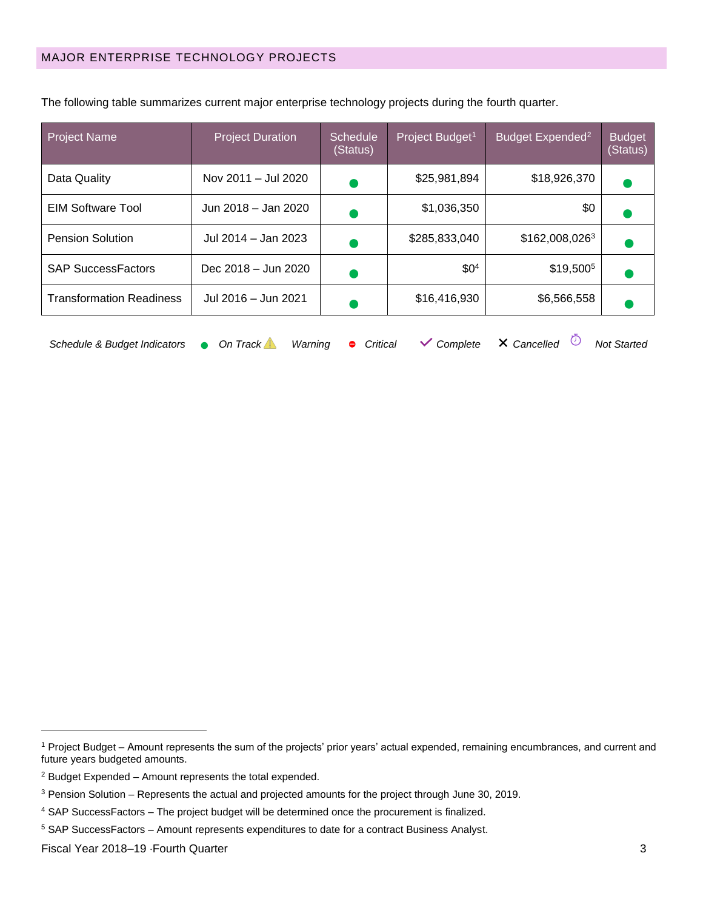## MAJOR ENTERPRISE TECHNOLOGY PROJECTS

The following table summarizes current major enterprise technology projects during the fourth quarter.

| Project Name | Project Duration | Schedule (Status) | Project Budget[1] | Budget Expended[2] | Budget (Status) |
|---|---|---|---|---|---|
| Data Quality | Nov 2011 – Jul 2020 | ● | $25,981,894 | $18,926,370 | ● |
| EIM Software Tool | Jun 2018 – Jan 2020 | ● | $1,036,350 | $0 | ● |
| Pension Solution | Jul 2014 – Jan 2023 | ● | $285,833,040 | $162,008,026[3] | ● |
| SAP SuccessFactors | Dec 2018 – Jun 2020 | ● | $0[4] | $19,500[5] | ● |
| Transformation Readiness | Jul 2016 – Jun 2021 | ● | $16,416,930 | $6,566,558 | ● |

*Schedule & Budget Indicators* ● *On Track* ⚠ *Warning* ⊖ *Critical* ✓ *Complete* ✕ *Cancelled* ⏱ *Not Started*

---

[1] Project Budget – Amount represents the sum of the projects' prior years' actual expended, remaining encumbrances, and current and future years budgeted amounts.

[2] Budget Expended – Amount represents the total expended.

[3] Pension Solution – Represents the actual and projected amounts for the project through June 30, 2019.

[4] SAP SuccessFactors – The project budget will be determined once the procurement is finalized.

[5] SAP SuccessFactors – Amount represents expenditures to date for a contract Business Analyst.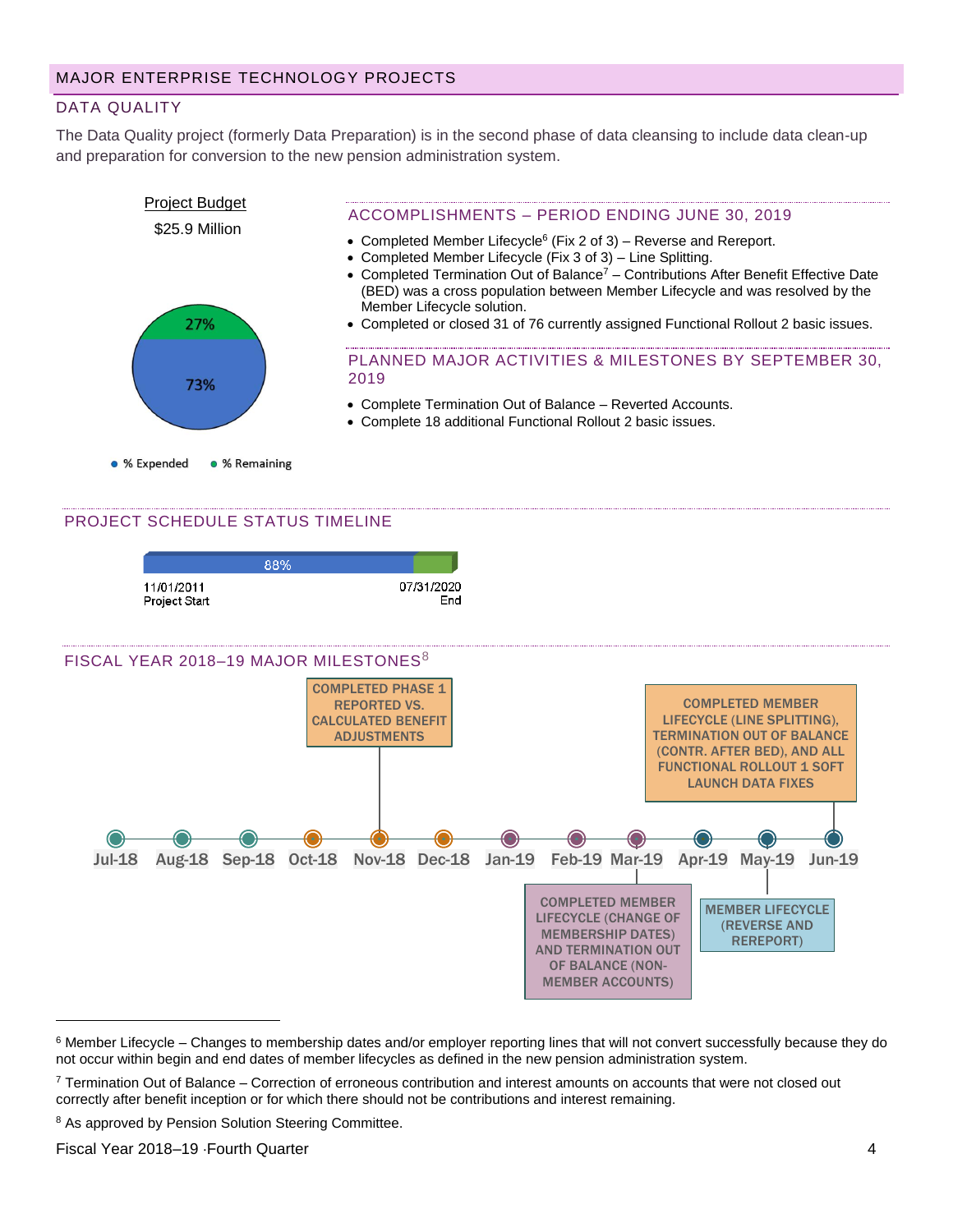## MAJOR ENTERPRISE TECHNOLOGY PROJECTS

### DATA QUALITY

The Data Quality project (formerly Data Preparation) is in the second phase of data cleansing to include data clean-up and preparation for conversion to the new pension administration system.

Project Budget

$25.9 Million

27%

73%

% Expended  % Remaining

### ACCOMPLISHMENTS – PERIOD ENDING JUNE 30, 2019

- Completed Member Lifecycle[6] (Fix 2 of 3) – Reverse and Rereport.
- Completed Member Lifecycle (Fix 3 of 3) – Line Splitting.
- Completed Termination Out of Balance[7] – Contributions After Benefit Effective Date (BED) was a cross population between Member Lifecycle and was resolved by the Member Lifecycle solution.
- Completed or closed 31 of 76 currently assigned Functional Rollout 2 basic issues.

### PLANNED MAJOR ACTIVITIES & MILESTONES BY SEPTEMBER 30, 2019

- Complete Termination Out of Balance – Reverted Accounts.
- Complete 18 additional Functional Rollout 2 basic issues.

### PROJECT SCHEDULE STATUS TIMELINE

88%

11/01/2011 Project Start

07/31/2020 End

### FISCAL YEAR 2018–19 MAJOR MILESTONES[8]

Jul-18 | Aug-18 | Sep-18 | Oct-18 | Nov-18 | Dec-18 | Jan-19 | Feb-19 | Mar-19 | Apr-19 | May-19 | Jun-19

- Nov-18: COMPLETED PHASE 1 REPORTED VS. CALCULATED BENEFIT ADJUSTMENTS
- Mar-19: COMPLETED MEMBER LIFECYCLE (CHANGE OF MEMBERSHIP DATES) AND TERMINATION OUT OF BALANCE (NON-MEMBER ACCOUNTS)
- May-19: MEMBER LIFECYCLE (REVERSE AND REREPORT)
- Jun-19: COMPLETED MEMBER LIFECYCLE (LINE SPLITTING), TERMINATION OUT OF BALANCE (CONTR. AFTER BED), AND ALL FUNCTIONAL ROLLOUT 1 SOFT LAUNCH DATA FIXES

---

[6] Member Lifecycle – Changes to membership dates and/or employer reporting lines that will not convert successfully because they do not occur within begin and end dates of member lifecycles as defined in the new pension administration system.

[7] Termination Out of Balance – Correction of erroneous contribution and interest amounts on accounts that were not closed out correctly after benefit inception or for which there should not be contributions and interest remaining.

[8] As approved by Pension Solution Steering Committee.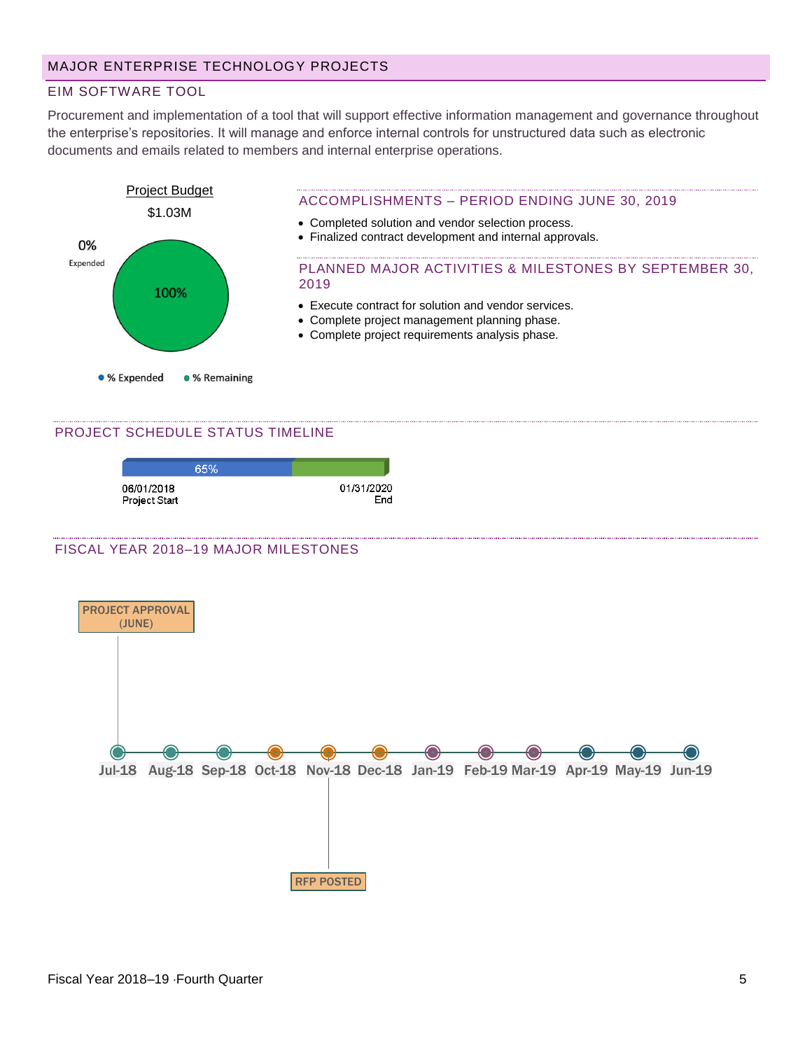## MAJOR ENTERPRISE TECHNOLOGY PROJECTS

### EIM SOFTWARE TOOL

Procurement and implementation of a tool that will support effective information management and governance throughout the enterprise's repositories. It will manage and enforce internal controls for unstructured data such as electronic documents and emails related to members and internal enterprise operations.

Project Budget

$1.03M

0% Expended

100%

% Expended  % Remaining

#### ACCOMPLISHMENTS – PERIOD ENDING JUNE 30, 2019

- Completed solution and vendor selection process.
- Finalized contract development and internal approvals.

#### PLANNED MAJOR ACTIVITIES & MILESTONES BY SEPTEMBER 30, 2019

- Execute contract for solution and vendor services.
- Complete project management planning phase.
- Complete project requirements analysis phase.

#### PROJECT SCHEDULE STATUS TIMELINE

65%

06/01/2018 Project Start — 01/31/2020 End

#### FISCAL YEAR 2018–19 MAJOR MILESTONES

Jul-18 Aug-18 Sep-18 Oct-18 Nov-18 Dec-18 Jan-19 Feb-19 Mar-19 Apr-19 May-19 Jun-19

- Jul-18: PROJECT APPROVAL (JUNE)
- Nov-18: RFP POSTED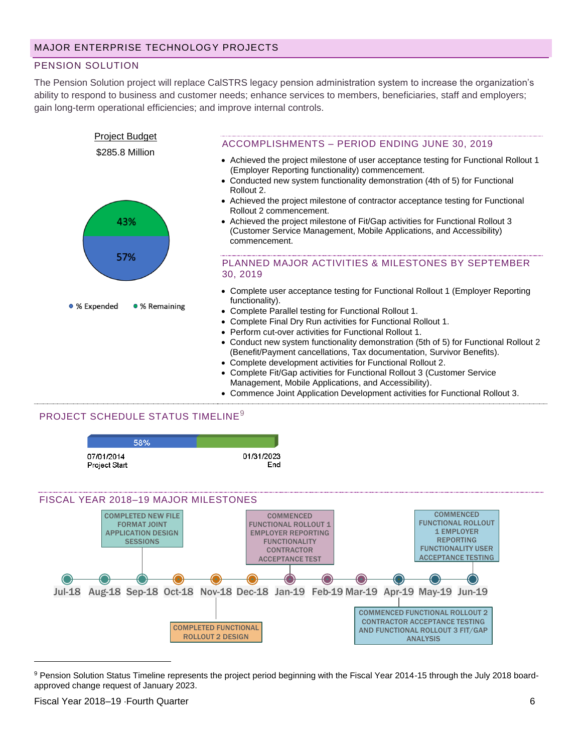## MAJOR ENTERPRISE TECHNOLOGY PROJECTS

### PENSION SOLUTION

The Pension Solution project will replace CalSTRS legacy pension administration system to increase the organization's ability to respond to business and customer needs; enhance services to members, beneficiaries, staff and employers; gain long-term operational efficiencies; and improve internal controls.

Project Budget

$285.8 Million

43%

57%

● % Expended ● % Remaining

### ACCOMPLISHMENTS – PERIOD ENDING JUNE 30, 2019

- Achieved the project milestone of user acceptance testing for Functional Rollout 1 (Employer Reporting functionality) commencement.
- Conducted new system functionality demonstration (4th of 5) for Functional Rollout 2.
- Achieved the project milestone of contractor acceptance testing for Functional Rollout 2 commencement.
- Achieved the project milestone of Fit/Gap activities for Functional Rollout 3 (Customer Service Management, Mobile Applications, and Accessibility) commencement.

### PLANNED MAJOR ACTIVITIES & MILESTONES BY SEPTEMBER 30, 2019

- Complete user acceptance testing for Functional Rollout 1 (Employer Reporting functionality).
- Complete Parallel testing for Functional Rollout 1.
- Complete Final Dry Run activities for Functional Rollout 1.
- Perform cut-over activities for Functional Rollout 1.
- Conduct new system functionality demonstration (5th of 5) for Functional Rollout 2 (Benefit/Payment cancellations, Tax documentation, Survivor Benefits).
- Complete development activities for Functional Rollout 2.
- Complete Fit/Gap activities for Functional Rollout 3 (Customer Service Management, Mobile Applications, and Accessibility).
- Commence Joint Application Development activities for Functional Rollout 3.

### PROJECT SCHEDULE STATUS TIMELINE[9]

58%

07/01/2014 Project Start — 01/31/2023 End

### FISCAL YEAR 2018–19 MAJOR MILESTONES

- Sep-18: COMPLETED NEW FILE FORMAT JOINT APPLICATION DESIGN SESSIONS
- Nov-18: COMPLETED FUNCTIONAL ROLLOUT 2 DESIGN
- Jan-19: COMMENCED FUNCTIONAL ROLLOUT 1 EMPLOYER REPORTING FUNCTIONALITY CONTRACTOR ACCEPTANCE TEST
- Apr-19: COMMENCED FUNCTIONAL ROLLOUT 2 CONTRACTOR ACCEPTANCE TESTING AND FUNCTIONAL ROLLOUT 3 FIT/GAP ANALYSIS
- Jun-19: COMMENCED FUNCTIONAL ROLLOUT 1 EMPLOYER REPORTING FUNCTIONALITY USER ACCEPTANCE TESTING

Jul-18 | Aug-18 | Sep-18 | Oct-18 | Nov-18 | Dec-18 | Jan-19 | Feb-19 | Mar-19 | Apr-19 | May-19 | Jun-19

[9] Pension Solution Status Timeline represents the project period beginning with the Fiscal Year 2014-15 through the July 2018 board-approved change request of January 2023.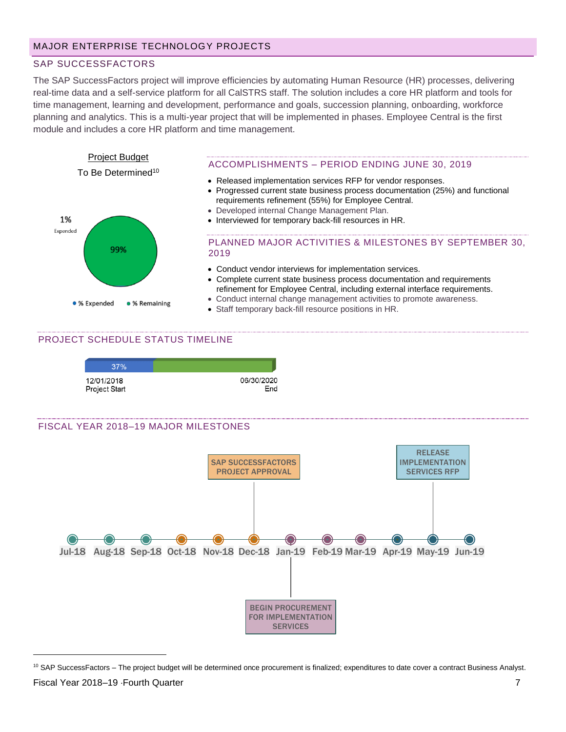## MAJOR ENTERPRISE TECHNOLOGY PROJECTS

### SAP SUCCESSFACTORS

The SAP SuccessFactors project will improve efficiencies by automating Human Resource (HR) processes, delivering real-time data and a self-service platform for all CalSTRS staff. The solution includes a core HR platform and tools for time management, learning and development, performance and goals, succession planning, onboarding, workforce planning and analytics. This is a multi-year project that will be implemented in phases. Employee Central is the first module and includes a core HR platform and time management.

Project Budget

To Be Determined[10]

1% Expended

99%

% Expended   % Remaining

#### ACCOMPLISHMENTS – PERIOD ENDING JUNE 30, 2019

- Released implementation services RFP for vendor responses.
- Progressed current state business process documentation (25%) and functional requirements refinement (55%) for Employee Central.
- Developed internal Change Management Plan.
- Interviewed for temporary back-fill resources in HR.

#### PLANNED MAJOR ACTIVITIES & MILESTONES BY SEPTEMBER 30, 2019

- Conduct vendor interviews for implementation services.
- Complete current state business process documentation and requirements refinement for Employee Central, including external interface requirements.
- Conduct internal change management activities to promote awareness.
- Staff temporary back-fill resource positions in HR.

#### PROJECT SCHEDULE STATUS TIMELINE

37%

12/01/2018 Project Start — 06/30/2020 End

#### FISCAL YEAR 2018–19 MAJOR MILESTONES

Jul-18, Aug-18, Sep-18, Oct-18, Nov-18, Dec-18, Jan-19, Feb-19, Mar-19, Apr-19, May-19, Jun-19

- Dec-18: SAP SUCCESSFACTORS PROJECT APPROVAL
- Jan-19: BEGIN PROCUREMENT FOR IMPLEMENTATION SERVICES
- May-19: RELEASE IMPLEMENTATION SERVICES RFP

---

[10] SAP SuccessFactors – The project budget will be determined once procurement is finalized; expenditures to date cover a contract Business Analyst.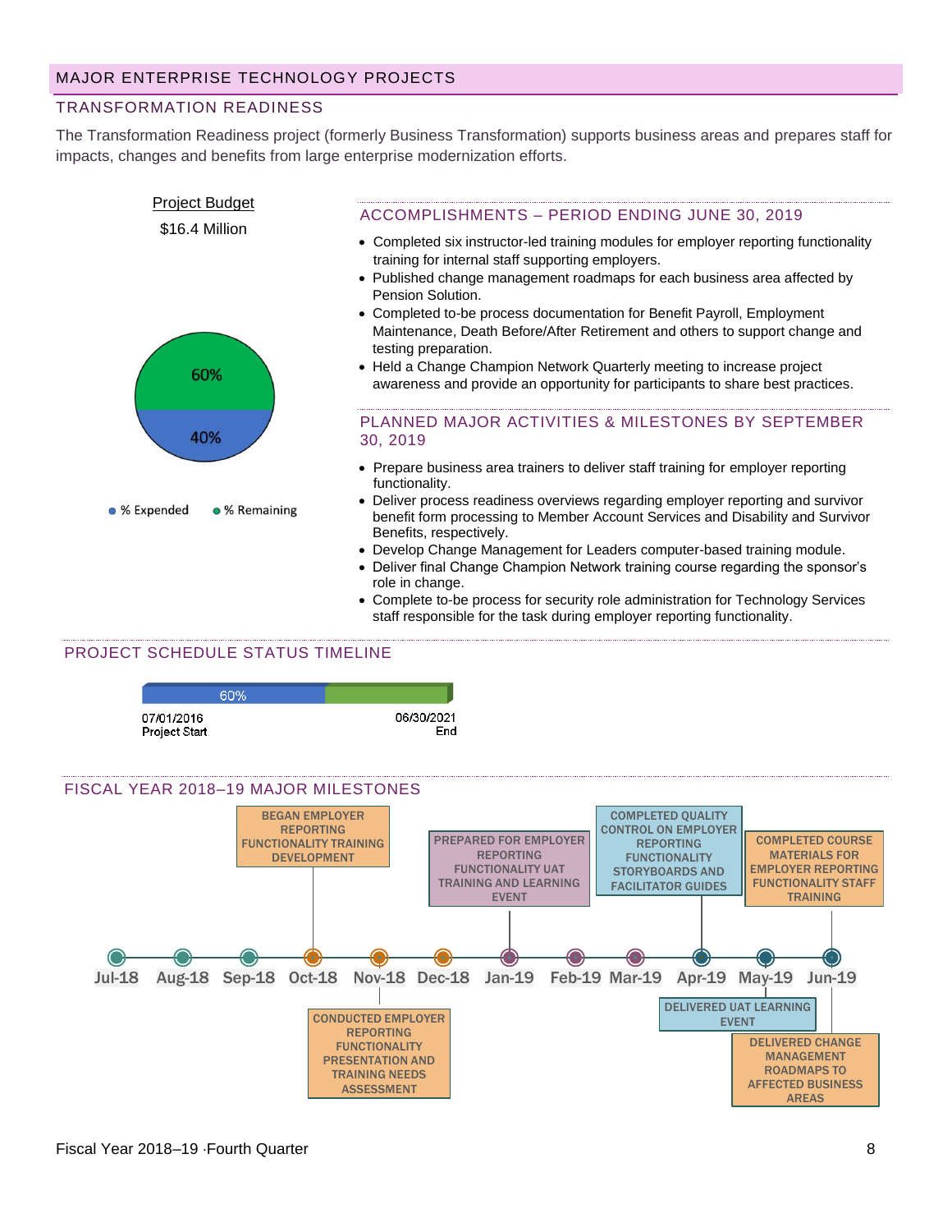## MAJOR ENTERPRISE TECHNOLOGY PROJECTS

### TRANSFORMATION READINESS

The Transformation Readiness project (formerly Business Transformation) supports business areas and prepares staff for impacts, changes and benefits from large enterprise modernization efforts.

Project Budget

$16.4 Million

60%

40%

% Expended   % Remaining

#### ACCOMPLISHMENTS – PERIOD ENDING JUNE 30, 2019

- Completed six instructor-led training modules for employer reporting functionality training for internal staff supporting employers.
- Published change management roadmaps for each business area affected by Pension Solution.
- Completed to-be process documentation for Benefit Payroll, Employment Maintenance, Death Before/After Retirement and others to support change and testing preparation.
- Held a Change Champion Network Quarterly meeting to increase project awareness and provide an opportunity for participants to share best practices.

#### PLANNED MAJOR ACTIVITIES & MILESTONES BY SEPTEMBER 30, 2019

- Prepare business area trainers to deliver staff training for employer reporting functionality.
- Deliver process readiness overviews regarding employer reporting and survivor benefit form processing to Member Account Services and Disability and Survivor Benefits, respectively.
- Develop Change Management for Leaders computer-based training module.
- Deliver final Change Champion Network training course regarding the sponsor's role in change.
- Complete to-be process for security role administration for Technology Services staff responsible for the task during employer reporting functionality.

#### PROJECT SCHEDULE STATUS TIMELINE

60%

07/01/2016 Project Start — 06/30/2021 End

#### FISCAL YEAR 2018–19 MAJOR MILESTONES

| Month | Milestone |
| --- | --- |
| Jul-18 | |
| Aug-18 | |
| Sep-18 | |
| Oct-18 | BEGAN EMPLOYER REPORTING FUNCTIONALITY TRAINING DEVELOPMENT |
| Nov-18 | CONDUCTED EMPLOYER REPORTING FUNCTIONALITY PRESENTATION AND TRAINING NEEDS ASSESSMENT |
| Dec-18 | |
| Jan-19 | PREPARED FOR EMPLOYER REPORTING FUNCTIONALITY UAT TRAINING AND LEARNING EVENT |
| Feb-19 | |
| Mar-19 | |
| Apr-19 | COMPLETED QUALITY CONTROL ON EMPLOYER REPORTING FUNCTIONALITY STORYBOARDS AND FACILITATOR GUIDES |
| May-19 | DELIVERED UAT LEARNING EVENT |
| Jun-19 | COMPLETED COURSE MATERIALS FOR EMPLOYER REPORTING FUNCTIONALITY STAFF TRAINING; DELIVERED CHANGE MANAGEMENT ROADMAPS TO AFFECTED BUSINESS AREAS |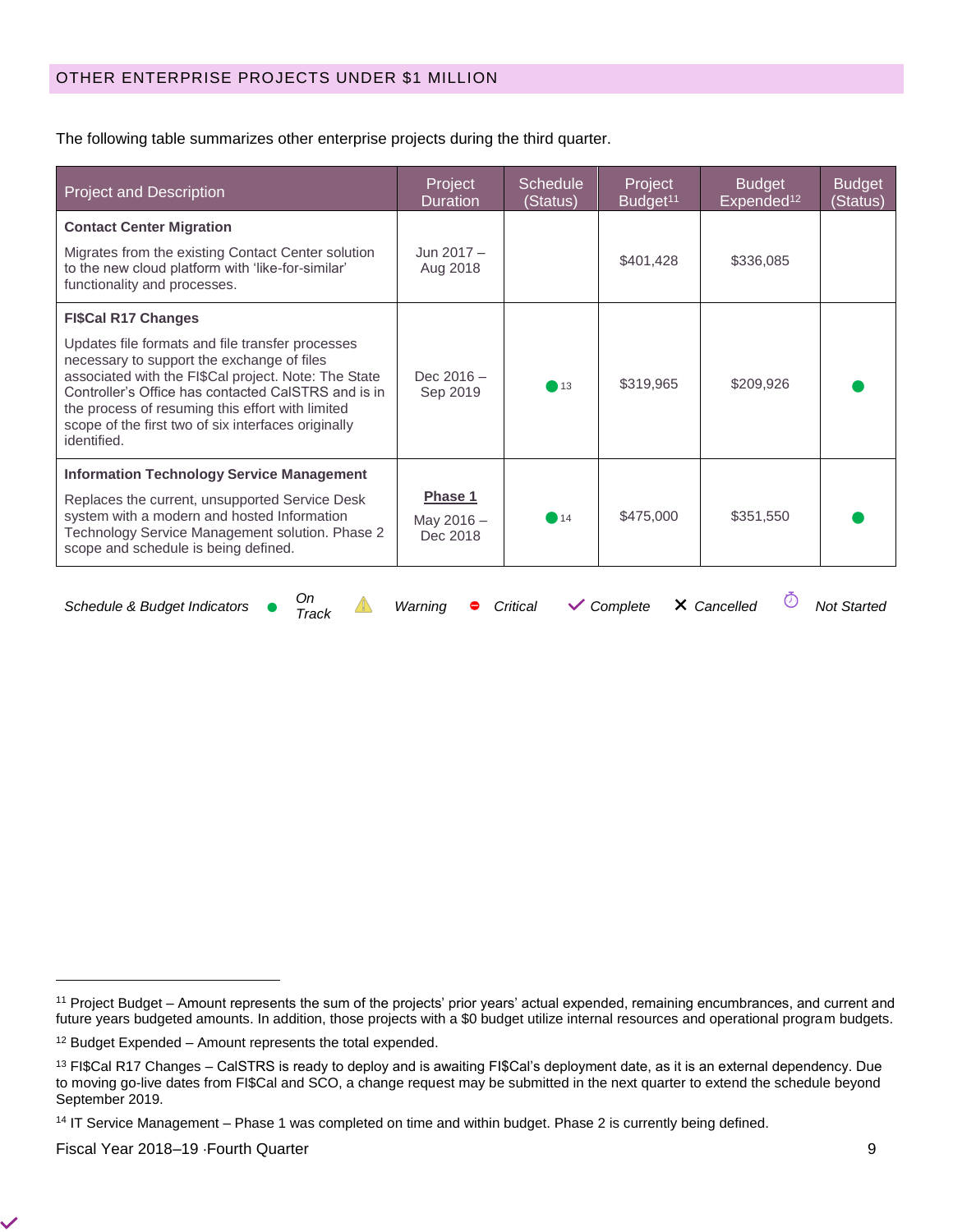## OTHER ENTERPRISE PROJECTS UNDER $1 MILLION

The following table summarizes other enterprise projects during the third quarter.

| Project and Description | Project Duration | Schedule (Status) | Project Budget[11] | Budget Expended[12] | Budget (Status) |
|---|---|---|---|---|---|
| **Contact Center Migration**<br><br>Migrates from the existing Contact Center solution to the new cloud platform with 'like-for-similar' functionality and processes. | Jun 2017 – Aug 2018 | | $401,428 | $336,085 | |
| **FI$Cal R17 Changes**<br><br>Updates file formats and file transfer processes necessary to support the exchange of files associated with the FI$Cal project. Note: The State Controller's Office has contacted CalSTRS and is in the process of resuming this effort with limited scope of the first two of six interfaces originally identified. | Dec 2016 – Sep 2019 | ● [13] | $319,965 | $209,926 | ● |
| **Information Technology Service Management**<br><br>Replaces the current, unsupported Service Desk system with a modern and hosted Information Technology Service Management solution. Phase 2 scope and schedule is being defined. | **Phase 1**<br><br>May 2016 – Dec 2018 | ● [14] | $475,000 | $351,550 | ● |

*Schedule & Budget Indicators* ● *On Track* ⚠ *Warning* ⛔ *Critical* ✓ *Complete* ✕ *Cancelled* ⏱ *Not Started*

[11] Project Budget – Amount represents the sum of the projects' prior years' actual expended, remaining encumbrances, and current and future years budgeted amounts. In addition, those projects with a $0 budget utilize internal resources and operational program budgets.

[12] Budget Expended – Amount represents the total expended.

[13] FI$Cal R17 Changes – CalSTRS is ready to deploy and is awaiting FI$Cal's deployment date, as it is an external dependency. Due to moving go-live dates from FI$Cal and SCO, a change request may be submitted in the next quarter to extend the schedule beyond September 2019.

[14] IT Service Management – Phase 1 was completed on time and within budget. Phase 2 is currently being defined.